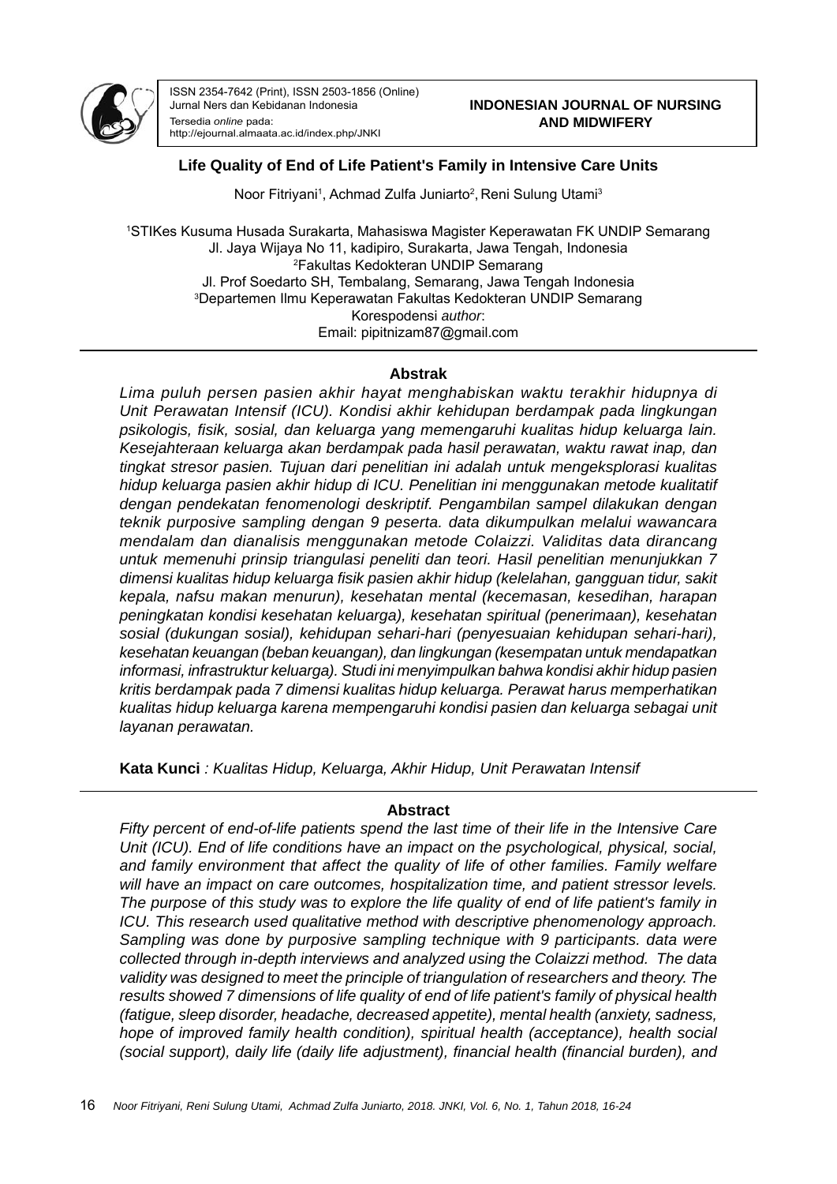ISSN 2354-7642 (Print), ISSN 2503-1856 (Online)
Jurnal Ners dan Kebidanan Indonesia
Tersedia *online* pada:
http://ejournal.almaata.ac.id/index.php/JNKI

**INDONESIAN JOURNAL OF NURSING AND MIDWIFERY**

# Life Quality of End of Life Patient's Family in Intensive Care Units

Noor Fitriyani[1], Achmad Zulfa Juniarto[2], Reni Sulung Utami[3]

[1]STIKes Kusuma Husada Surakarta, Mahasiswa Magister Keperawatan FK UNDIP Semarang
Jl. Jaya Wijaya No 11, kadipiro, Surakarta, Jawa Tengah, Indonesia
[2]Fakultas Kedokteran UNDIP Semarang
Jl. Prof Soedarto SH, Tembalang, Semarang, Jawa Tengah Indonesia
[3]Departemen Ilmu Keperawatan Fakultas Kedokteran UNDIP Semarang
Korespodensi *author*:
Email: pipitnizam87@gmail.com

## Abstrak

*Lima puluh persen pasien akhir hayat menghabiskan waktu terakhir hidupnya di Unit Perawatan Intensif (ICU). Kondisi akhir kehidupan berdampak pada lingkungan psikologis, fisik, sosial, dan keluarga yang memengaruhi kualitas hidup keluarga lain. Kesejahteraan keluarga akan berdampak pada hasil perawatan, waktu rawat inap, dan tingkat stresor pasien. Tujuan dari penelitian ini adalah untuk mengeksplorasi kualitas hidup keluarga pasien akhir hidup di ICU. Penelitian ini menggunakan metode kualitatif dengan pendekatan fenomenologi deskriptif. Pengambilan sampel dilakukan dengan teknik purposive sampling dengan 9 peserta. data dikumpulkan melalui wawancara mendalam dan dianalisis menggunakan metode Colaizzi. Validitas data dirancang untuk memenuhi prinsip triangulasi peneliti dan teori. Hasil penelitian menunjukkan 7 dimensi kualitas hidup keluarga fisik pasien akhir hidup (kelelahan, gangguan tidur, sakit kepala, nafsu makan menurun), kesehatan mental (kecemasan, kesedihan, harapan peningkatan kondisi kesehatan keluarga), kesehatan spiritual (penerimaan), kesehatan sosial (dukungan sosial), kehidupan sehari-hari (penyesuaian kehidupan sehari-hari), kesehatan keuangan (beban keuangan), dan lingkungan (kesempatan untuk mendapatkan informasi, infrastruktur keluarga). Studi ini menyimpulkan bahwa kondisi akhir hidup pasien kritis berdampak pada 7 dimensi kualitas hidup keluarga. Perawat harus memperhatikan kualitas hidup keluarga karena mempengaruhi kondisi pasien dan keluarga sebagai unit layanan perawatan.*

**Kata Kunci** *: Kualitas Hidup, Keluarga, Akhir Hidup, Unit Perawatan Intensif*

## Abstract

*Fifty percent of end-of-life patients spend the last time of their life in the Intensive Care Unit (ICU). End of life conditions have an impact on the psychological, physical, social, and family environment that affect the quality of life of other families. Family welfare will have an impact on care outcomes, hospitalization time, and patient stressor levels. The purpose of this study was to explore the life quality of end of life patient's family in ICU. This research used qualitative method with descriptive phenomenology approach. Sampling was done by purposive sampling technique with 9 participants. data were collected through in-depth interviews and analyzed using the Colaizzi method. The data validity was designed to meet the principle of triangulation of researchers and theory. The results showed 7 dimensions of life quality of end of life patient's family of physical health (fatigue, sleep disorder, headache, decreased appetite), mental health (anxiety, sadness, hope of improved family health condition), spiritual health (acceptance), health social (social support), daily life (daily life adjustment), financial health (financial burden), and*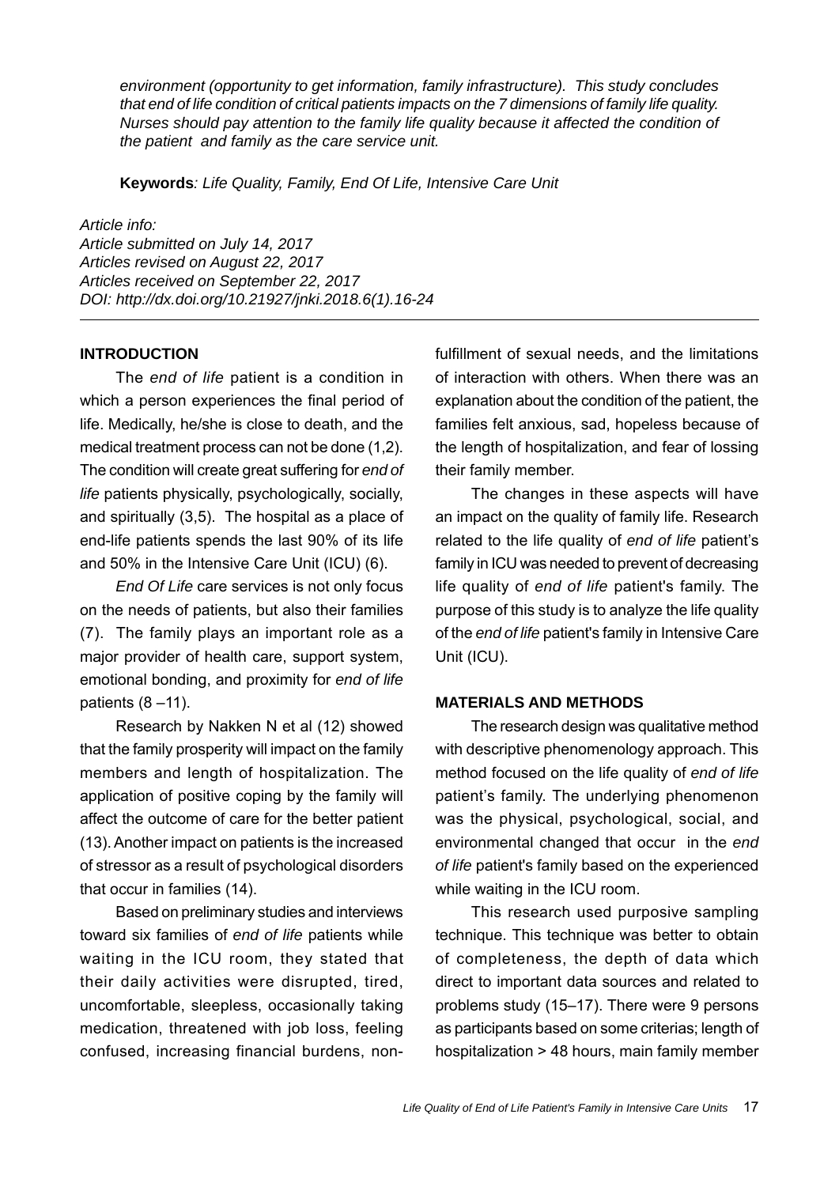*environment (opportunity to get information, family infrastructure). This study concludes that end of life condition of critical patients impacts on the 7 dimensions of family life quality. Nurses should pay attention to the family life quality because it affected the condition of the patient and family as the care service unit.*

**Keywords***: Life Quality, Family, End Of Life, Intensive Care Unit*

*Article info:*
*Article submitted on July 14, 2017*
*Articles revised on August 22, 2017*
*Articles received on September 22, 2017*
*DOI: http://dx.doi.org/10.21927/jnki.2018.6(1).16-24*

## INTRODUCTION

The *end of life* patient is a condition in which a person experiences the final period of life. Medically, he/she is close to death, and the medical treatment process can not be done (1,2). The condition will create great suffering for *end of life* patients physically, psychologically, socially, and spiritually (3,5). The hospital as a place of end-life patients spends the last 90% of its life and 50% in the Intensive Care Unit (ICU) (6).

*End Of Life* care services is not only focus on the needs of patients, but also their families (7). The family plays an important role as a major provider of health care, support system, emotional bonding, and proximity for *end of life* patients (8 –11).

Research by Nakken N et al (12) showed that the family prosperity will impact on the family members and length of hospitalization. The application of positive coping by the family will affect the outcome of care for the better patient (13). Another impact on patients is the increased of stressor as a result of psychological disorders that occur in families (14).

Based on preliminary studies and interviews toward six families of *end of life* patients while waiting in the ICU room, they stated that their daily activities were disrupted, tired, uncomfortable, sleepless, occasionally taking medication, threatened with job loss, feeling confused, increasing financial burdens, non-fulfillment of sexual needs, and the limitations of interaction with others. When there was an explanation about the condition of the patient, the families felt anxious, sad, hopeless because of the length of hospitalization, and fear of lossing their family member.

The changes in these aspects will have an impact on the quality of family life. Research related to the life quality of *end of life* patient's family in ICU was needed to prevent of decreasing life quality of *end of life* patient's family. The purpose of this study is to analyze the life quality of the *end of life* patient's family in Intensive Care Unit (ICU).

## MATERIALS AND METHODS

The research design was qualitative method with descriptive phenomenology approach. This method focused on the life quality of *end of life* patient's family. The underlying phenomenon was the physical, psychological, social, and environmental changed that occur in the *end of life* patient's family based on the experienced while waiting in the ICU room.

This research used purposive sampling technique. This technique was better to obtain of completeness, the depth of data which direct to important data sources and related to problems study (15–17). There were 9 persons as participants based on some criterias; length of hospitalization > 48 hours, main family member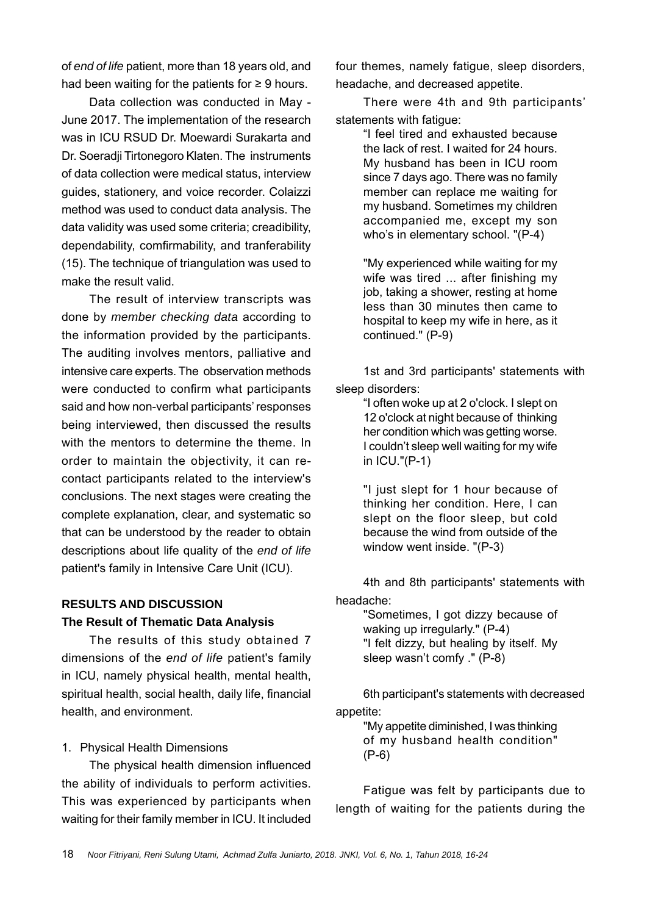of *end of life* patient, more than 18 years old, and had been waiting for the patients for ≥ 9 hours.

Data collection was conducted in May - June 2017. The implementation of the research was in ICU RSUD Dr. Moewardi Surakarta and Dr. Soeradji Tirtonegoro Klaten. The instruments of data collection were medical status, interview guides, stationery, and voice recorder. Colaizzi method was used to conduct data analysis. The data validity was used some criteria; creadibility, dependability, comfirmability, and tranferability (15). The technique of triangulation was used to make the result valid.

The result of interview transcripts was done by *member checking data* according to the information provided by the participants. The auditing involves mentors, palliative and intensive care experts. The observation methods were conducted to confirm what participants said and how non-verbal participants' responses being interviewed, then discussed the results with the mentors to determine the theme. In order to maintain the objectivity, it can re-contact participants related to the interview's conclusions. The next stages were creating the complete explanation, clear, and systematic so that can be understood by the reader to obtain descriptions about life quality of the *end of life* patient's family in Intensive Care Unit (ICU).

## RESULTS AND DISCUSSION

### The Result of Thematic Data Analysis

The results of this study obtained 7 dimensions of the *end of life* patient's family in ICU, namely physical health, mental health, spiritual health, social health, daily life, financial health, and environment.

1. Physical Health Dimensions

The physical health dimension influenced the ability of individuals to perform activities. This was experienced by participants when waiting for their family member in ICU. It included four themes, namely fatigue, sleep disorders, headache, and decreased appetite.

There were 4th and 9th participants' statements with fatigue:

> "I feel tired and exhausted because the lack of rest. I waited for 24 hours. My husband has been in ICU room since 7 days ago. There was no family member can replace me waiting for my husband. Sometimes my children accompanied me, except my son who's in elementary school. "(P-4)

> "My experienced while waiting for my wife was tired ... after finishing my job, taking a shower, resting at home less than 30 minutes then came to hospital to keep my wife in here, as it continued." (P-9)

1st and 3rd participants' statements with sleep disorders:

> "I often woke up at 2 o'clock. I slept on 12 o'clock at night because of thinking her condition which was getting worse. I couldn't sleep well waiting for my wife in ICU."(P-1)

> "I just slept for 1 hour because of thinking her condition. Here, I can slept on the floor sleep, but cold because the wind from outside of the window went inside. "(P-3)

4th and 8th participants' statements with headache:

> "Sometimes, I got dizzy because of waking up irregularly." (P-4)
> "I felt dizzy, but healing by itself. My sleep wasn't comfy ." (P-8)

6th participant's statements with decreased appetite:

> "My appetite diminished, I was thinking of my husband health condition" (P-6)

Fatigue was felt by participants due to length of waiting for the patients during the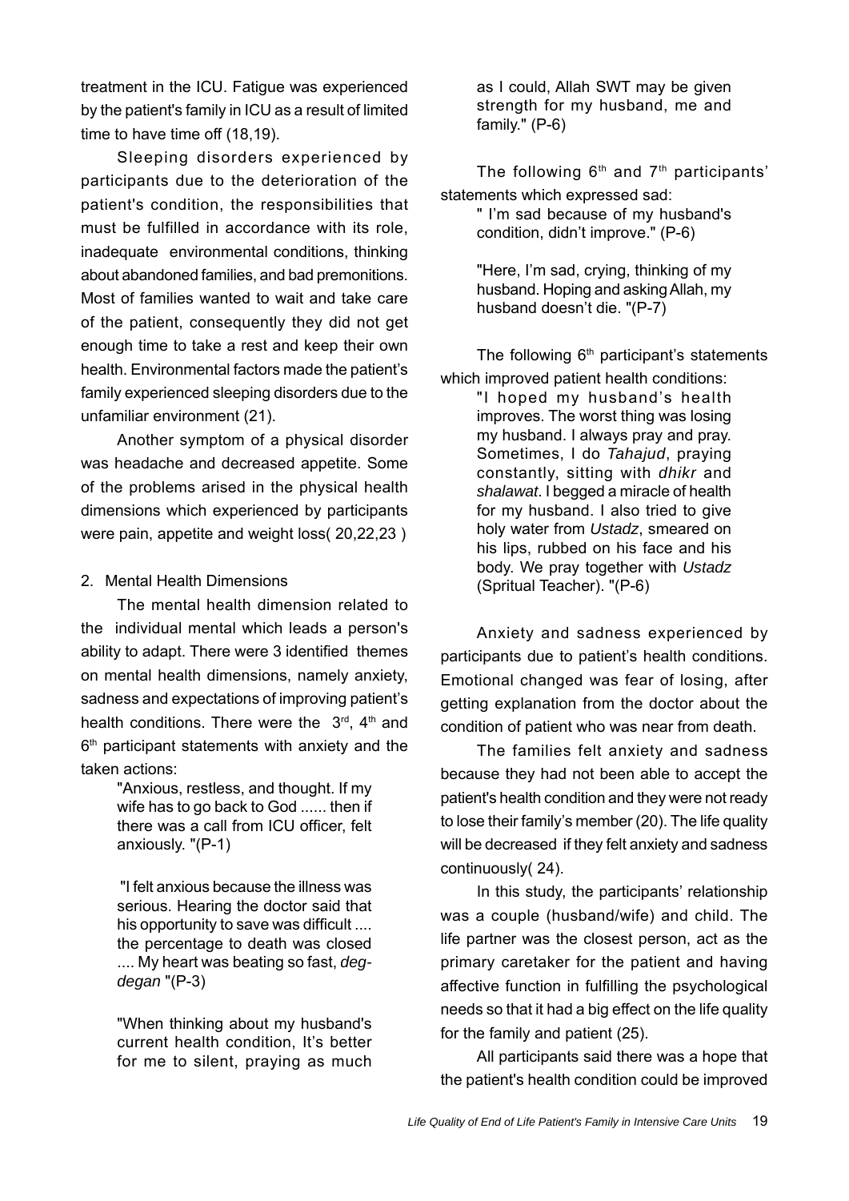treatment in the ICU. Fatigue was experienced by the patient's family in ICU as a result of limited time to have time off (18,19).

Sleeping disorders experienced by participants due to the deterioration of the patient's condition, the responsibilities that must be fulfilled in accordance with its role, inadequate environmental conditions, thinking about abandoned families, and bad premonitions. Most of families wanted to wait and take care of the patient, consequently they did not get enough time to take a rest and keep their own health. Environmental factors made the patient's family experienced sleeping disorders due to the unfamiliar environment (21).

Another symptom of a physical disorder was headache and decreased appetite. Some of the problems arised in the physical health dimensions which experienced by participants were pain, appetite and weight loss( 20,22,23 )

2. Mental Health Dimensions

The mental health dimension related to the individual mental which leads a person's ability to adapt. There were 3 identified themes on mental health dimensions, namely anxiety, sadness and expectations of improving patient's health conditions. There were the 3rd, 4th and 6th participant statements with anxiety and the taken actions:

> "Anxious, restless, and thought. If my wife has to go back to God ...... then if there was a call from ICU officer, felt anxiously. "(P-1)

> "I felt anxious because the illness was serious. Hearing the doctor said that his opportunity to save was difficult .... the percentage to death was closed .... My heart was beating so fast, *deg-degan* "(P-3)

> "When thinking about my husband's current health condition, It's better for me to silent, praying as much as I could, Allah SWT may be given strength for my husband, me and family." (P-6)

The following 6th and 7th participants' statements which expressed sad:

> " I'm sad because of my husband's condition, didn't improve." (P-6)

> "Here, I'm sad, crying, thinking of my husband. Hoping and asking Allah, my husband doesn't die. "(P-7)

The following 6th participant's statements which improved patient health conditions:

> "I hoped my husband's health improves. The worst thing was losing my husband. I always pray and pray. Sometimes, I do *Tahajud*, praying constantly, sitting with *dhikr* and *shalawat*. I begged a miracle of health for my husband. I also tried to give holy water from *Ustadz*, smeared on his lips, rubbed on his face and his body. We pray together with *Ustadz* (Spritual Teacher). "(P-6)

Anxiety and sadness experienced by participants due to patient's health conditions. Emotional changed was fear of losing, after getting explanation from the doctor about the condition of patient who was near from death.

The families felt anxiety and sadness because they had not been able to accept the patient's health condition and they were not ready to lose their family's member (20). The life quality will be decreased if they felt anxiety and sadness continuously( 24).

In this study, the participants' relationship was a couple (husband/wife) and child. The life partner was the closest person, act as the primary caretaker for the patient and having affective function in fulfilling the psychological needs so that it had a big effect on the life quality for the family and patient (25).

All participants said there was a hope that the patient's health condition could be improved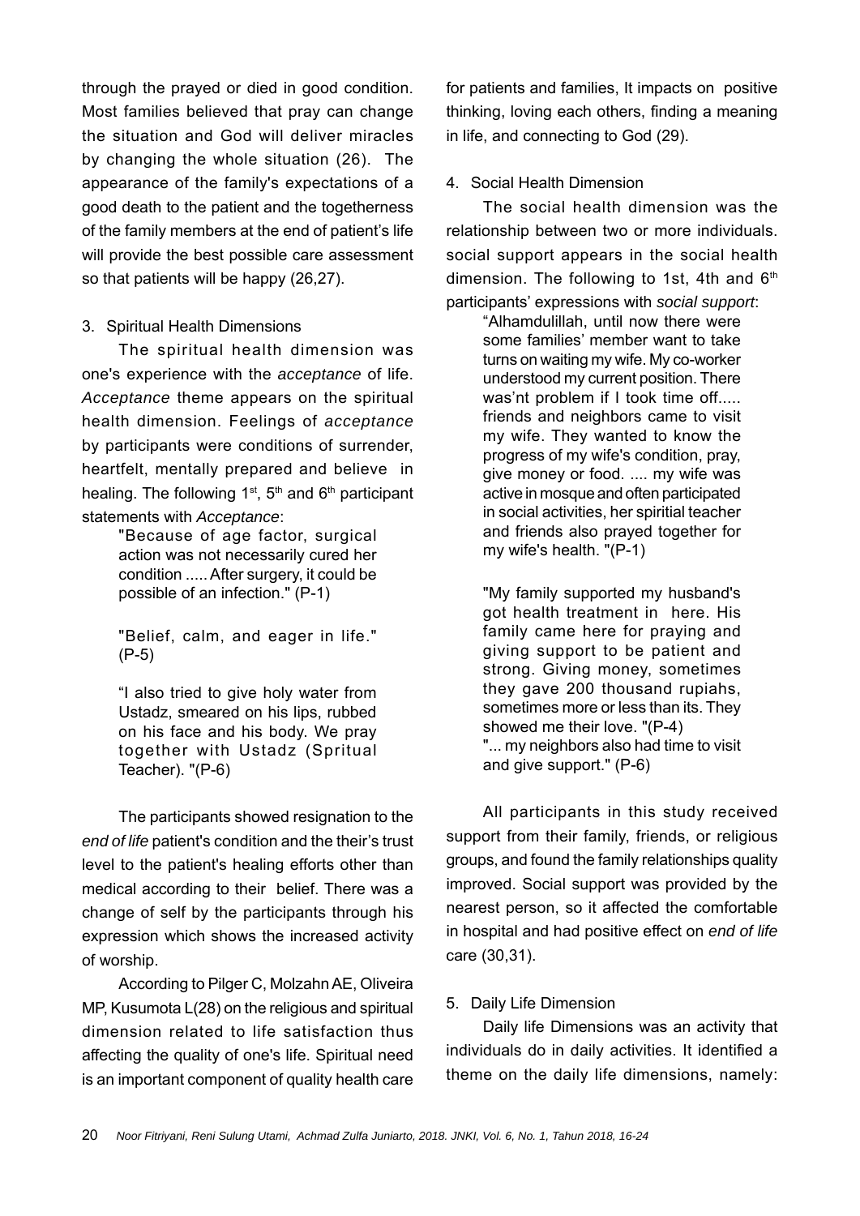through the prayed or died in good condition. Most families believed that pray can change the situation and God will deliver miracles by changing the whole situation (26). The appearance of the family's expectations of a good death to the patient and the togetherness of the family members at the end of patient's life will provide the best possible care assessment so that patients will be happy (26,27).

3. Spiritual Health Dimensions

The spiritual health dimension was one's experience with the *acceptance* of life. *Acceptance* theme appears on the spiritual health dimension. Feelings of *acceptance* by participants were conditions of surrender, heartfelt, mentally prepared and believe in healing. The following 1st, 5th and 6th participant statements with *Acceptance*:

> "Because of age factor, surgical action was not necessarily cured her condition ..... After surgery, it could be possible of an infection." (P-1)
>
> "Belief, calm, and eager in life." (P-5)
>
> "I also tried to give holy water from Ustadz, smeared on his lips, rubbed on his face and his body. We pray together with Ustadz (Spritual Teacher). "(P-6)

The participants showed resignation to the *end of life* patient's condition and the their's trust level to the patient's healing efforts other than medical according to their belief. There was a change of self by the participants through his expression which shows the increased activity of worship.

According to Pilger C, Molzahn AE, Oliveira MP, Kusumota L(28) on the religious and spiritual dimension related to life satisfaction thus affecting the quality of one's life. Spiritual need is an important component of quality health care for patients and families, It impacts on positive thinking, loving each others, finding a meaning in life, and connecting to God (29).

4. Social Health Dimension

The social health dimension was the relationship between two or more individuals. social support appears in the social health dimension. The following to 1st, 4th and 6th participants' expressions with *social support*:

> "Alhamdulillah, until now there were some families' member want to take turns on waiting my wife. My co-worker understood my current position. There was'nt problem if I took time off..... friends and neighbors came to visit my wife. They wanted to know the progress of my wife's condition, pray, give money or food. .... my wife was active in mosque and often participated in social activities, her spiritial teacher and friends also prayed together for my wife's health. "(P-1)
>
> "My family supported my husband's got health treatment in here. His family came here for praying and giving support to be patient and strong. Giving money, sometimes they gave 200 thousand rupiahs, sometimes more or less than its. They showed me their love. "(P-4)
>
> "... my neighbors also had time to visit and give support." (P-6)

All participants in this study received support from their family, friends, or religious groups, and found the family relationships quality improved. Social support was provided by the nearest person, so it affected the comfortable in hospital and had positive effect on *end of life* care (30,31).

5. Daily Life Dimension

Daily life Dimensions was an activity that individuals do in daily activities. It identified a theme on the daily life dimensions, namely: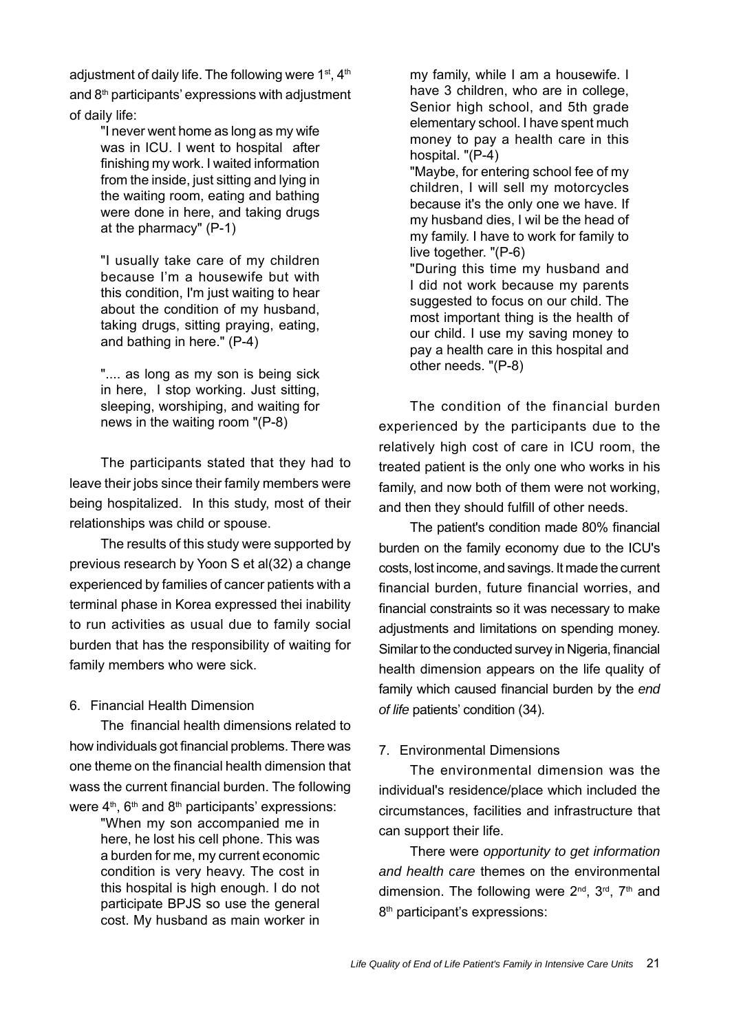adjustment of daily life. The following were 1st, 4th and 8th participants' expressions with adjustment of daily life:

> "I never went home as long as my wife was in ICU. I went to hospital after finishing my work. I waited information from the inside, just sitting and lying in the waiting room, eating and bathing were done in here, and taking drugs at the pharmacy" (P-1)
>
> "I usually take care of my children because I'm a housewife but with this condition, I'm just waiting to hear about the condition of my husband, taking drugs, sitting praying, eating, and bathing in here." (P-4)
>
> ".... as long as my son is being sick in here, I stop working. Just sitting, sleeping, worshiping, and waiting for news in the waiting room "(P-8)

The participants stated that they had to leave their jobs since their family members were being hospitalized. In this study, most of their relationships was child or spouse.

The results of this study were supported by previous research by Yoon S et al(32) a change experienced by families of cancer patients with a terminal phase in Korea expressed thei inability to run activities as usual due to family social burden that has the responsibility of waiting for family members who were sick.

6. Financial Health Dimension

The financial health dimensions related to how individuals got financial problems. There was one theme on the financial health dimension that wass the current financial burden. The following were 4th, 6th and 8th participants' expressions:

> "When my son accompanied me in here, he lost his cell phone. This was a burden for me, my current economic condition is very heavy. The cost in this hospital is high enough. I do not participate BPJS so use the general cost. My husband as main worker in my family, while I am a housewife. I have 3 children, who are in college, Senior high school, and 5th grade elementary school. I have spent much money to pay a health care in this hospital. "(P-4)
>
> "Maybe, for entering school fee of my children, I will sell my motorcycles because it's the only one we have. If my husband dies, I wil be the head of my family. I have to work for family to live together. "(P-6)
>
> "During this time my husband and I did not work because my parents suggested to focus on our child. The most important thing is the health of our child. I use my saving money to pay a health care in this hospital and other needs. "(P-8)

The condition of the financial burden experienced by the participants due to the relatively high cost of care in ICU room, the treated patient is the only one who works in his family, and now both of them were not working, and then they should fulfill of other needs.

The patient's condition made 80% financial burden on the family economy due to the ICU's costs, lost income, and savings. It made the current financial burden, future financial worries, and financial constraints so it was necessary to make adjustments and limitations on spending money. Similar to the conducted survey in Nigeria, financial health dimension appears on the life quality of family which caused financial burden by the *end of life* patients' condition (34).

7. Environmental Dimensions

The environmental dimension was the individual's residence/place which included the circumstances, facilities and infrastructure that can support their life.

There were *opportunity to get information and health care* themes on the environmental dimension. The following were 2nd, 3rd, 7th and 8th participant's expressions: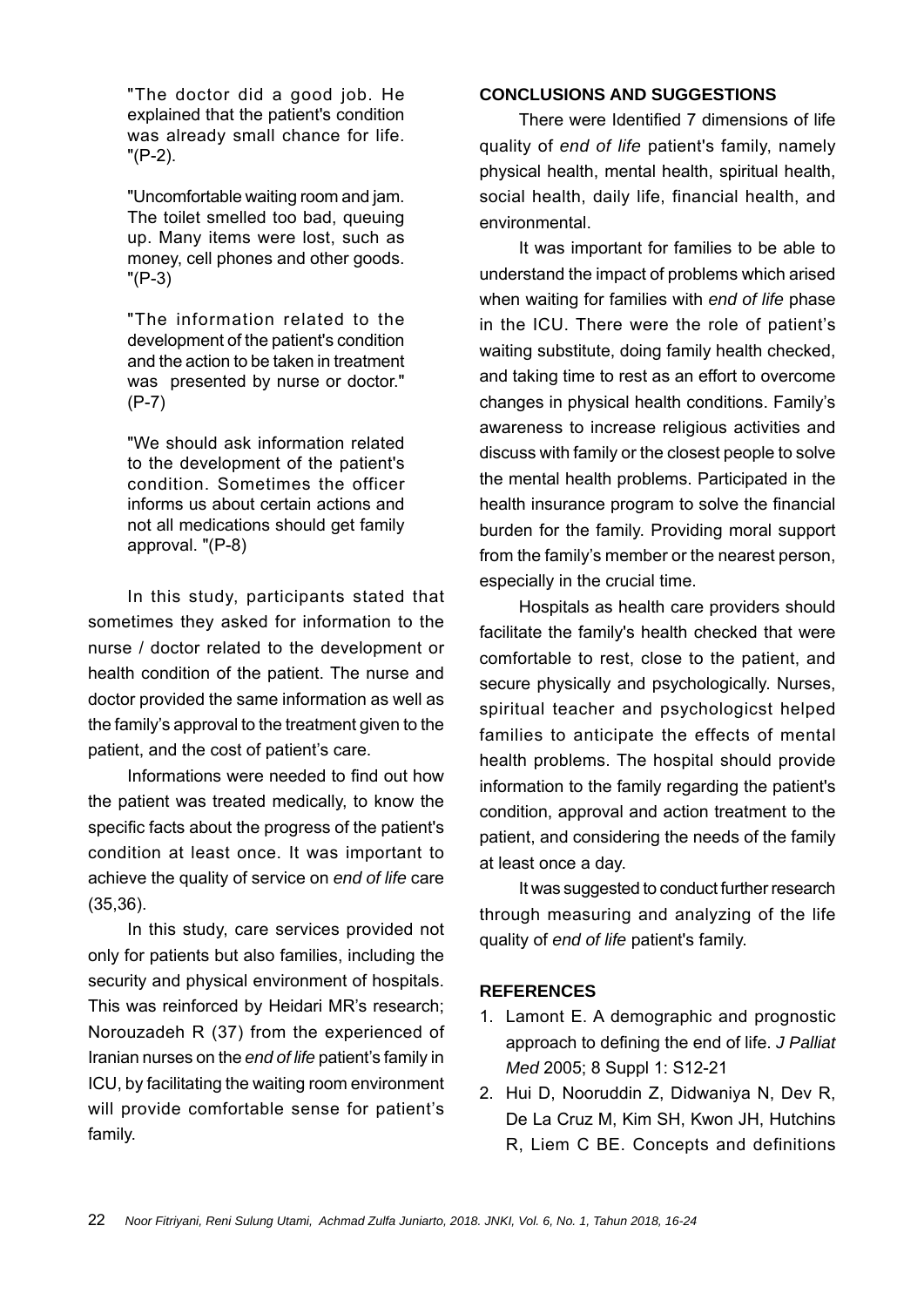"The doctor did a good job. He explained that the patient's condition was already small chance for life. "(P-2).

"Uncomfortable waiting room and jam. The toilet smelled too bad, queuing up. Many items were lost, such as money, cell phones and other goods. "(P-3)

"The information related to the development of the patient's condition and the action to be taken in treatment was presented by nurse or doctor." (P-7)

"We should ask information related to the development of the patient's condition. Sometimes the officer informs us about certain actions and not all medications should get family approval. "(P-8)

In this study, participants stated that sometimes they asked for information to the nurse / doctor related to the development or health condition of the patient. The nurse and doctor provided the same information as well as the family's approval to the treatment given to the patient, and the cost of patient's care.

Informations were needed to find out how the patient was treated medically, to know the specific facts about the progress of the patient's condition at least once. It was important to achieve the quality of service on *end of life* care (35,36).

In this study, care services provided not only for patients but also families, including the security and physical environment of hospitals. This was reinforced by Heidari MR's research; Norouzadeh R (37) from the experienced of Iranian nurses on the *end of life* patient's family in ICU, by facilitating the waiting room environment will provide comfortable sense for patient's family.

## CONCLUSIONS AND SUGGESTIONS

There were Identified 7 dimensions of life quality of *end of life* patient's family, namely physical health, mental health, spiritual health, social health, daily life, financial health, and environmental.

It was important for families to be able to understand the impact of problems which arised when waiting for families with *end of life* phase in the ICU. There were the role of patient's waiting substitute, doing family health checked, and taking time to rest as an effort to overcome changes in physical health conditions. Family's awareness to increase religious activities and discuss with family or the closest people to solve the mental health problems. Participated in the health insurance program to solve the financial burden for the family. Providing moral support from the family's member or the nearest person, especially in the crucial time.

Hospitals as health care providers should facilitate the family's health checked that were comfortable to rest, close to the patient, and secure physically and psychologically. Nurses, spiritual teacher and psychologicst helped families to anticipate the effects of mental health problems. The hospital should provide information to the family regarding the patient's condition, approval and action treatment to the patient, and considering the needs of the family at least once a day.

It was suggested to conduct further research through measuring and analyzing of the life quality of *end of life* patient's family.

## REFERENCES

1. Lamont E. A demographic and prognostic approach to defining the end of life. *J Palliat Med* 2005; 8 Suppl 1: S12-21
2. Hui D, Nooruddin Z, Didwaniya N, Dev R, De La Cruz M, Kim SH, Kwon JH, Hutchins R, Liem C BE. Concepts and definitions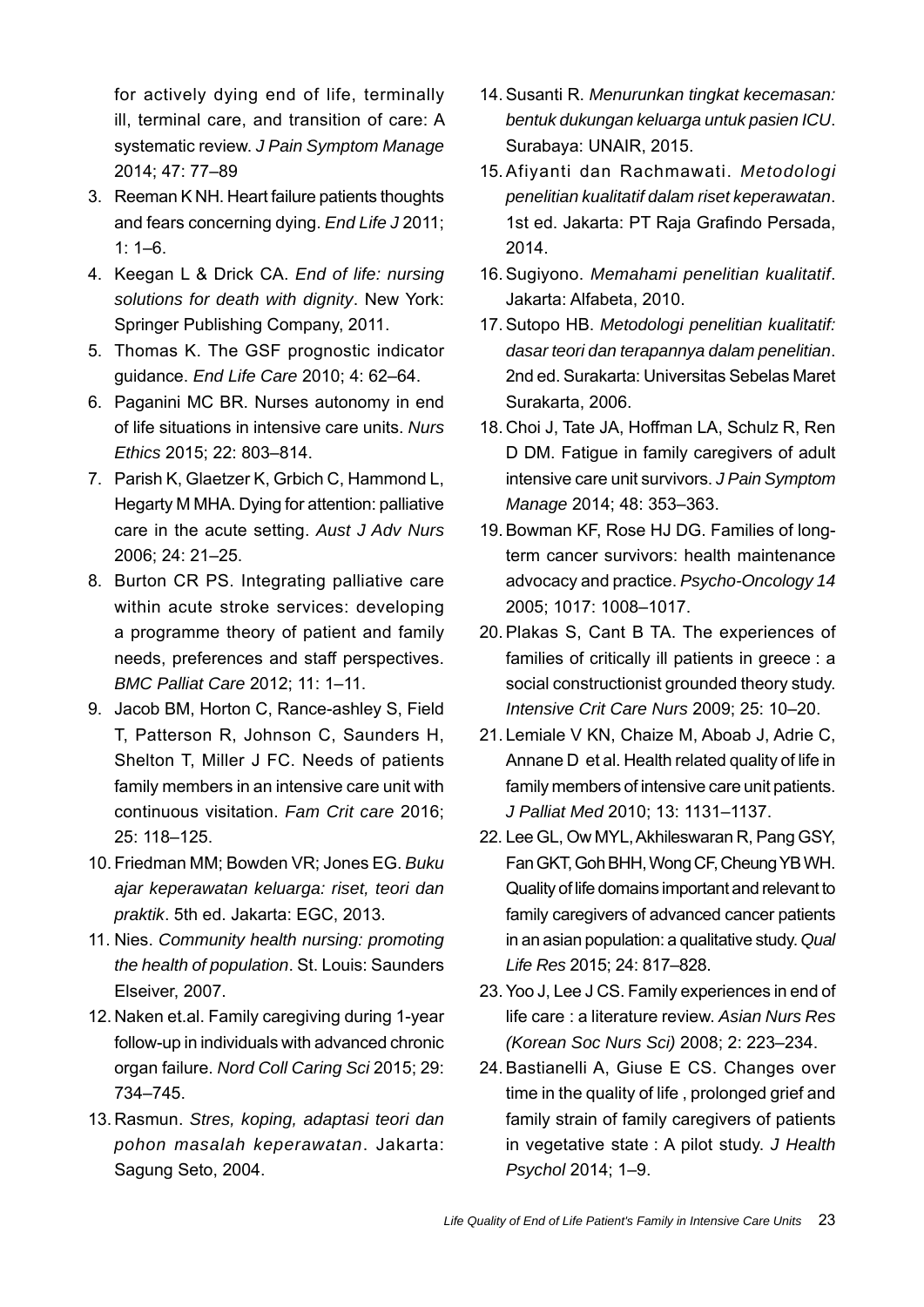for actively dying end of life, terminally ill, terminal care, and transition of care: A systematic review. *J Pain Symptom Manage* 2014; 47: 77–89

3. Reeman K NH. Heart failure patients thoughts and fears concerning dying. *End Life J* 2011; 1: 1–6.
4. Keegan L & Drick CA. *End of life: nursing solutions for death with dignity*. New York: Springer Publishing Company, 2011.
5. Thomas K. The GSF prognostic indicator guidance. *End Life Care* 2010; 4: 62–64.
6. Paganini MC BR. Nurses autonomy in end of life situations in intensive care units. *Nurs Ethics* 2015; 22: 803–814.
7. Parish K, Glaetzer K, Grbich C, Hammond L, Hegarty M MHA. Dying for attention: palliative care in the acute setting. *Aust J Adv Nurs* 2006; 24: 21–25.
8. Burton CR PS. Integrating palliative care within acute stroke services: developing a programme theory of patient and family needs, preferences and staff perspectives. *BMC Palliat Care* 2012; 11: 1–11.
9. Jacob BM, Horton C, Rance-ashley S, Field T, Patterson R, Johnson C, Saunders H, Shelton T, Miller J FC. Needs of patients family members in an intensive care unit with continuous visitation. *Fam Crit care* 2016; 25: 118–125.
10. Friedman MM; Bowden VR; Jones EG. *Buku ajar keperawatan keluarga: riset, teori dan praktik*. 5th ed. Jakarta: EGC, 2013.
11. Nies. *Community health nursing: promoting the health of population*. St. Louis: Saunders Elseiver, 2007.
12. Naken et.al. Family caregiving during 1-year follow-up in individuals with advanced chronic organ failure. *Nord Coll Caring Sci* 2015; 29: 734–745.
13. Rasmun. *Stres, koping, adaptasi teori dan pohon masalah keperawatan*. Jakarta: Sagung Seto, 2004.
14. Susanti R. *Menurunkan tingkat kecemasan: bentuk dukungan keluarga untuk pasien ICU*. Surabaya: UNAIR, 2015.
15. Afiyanti dan Rachmawati. *Metodologi penelitian kualitatif dalam riset keperawatan*. 1st ed. Jakarta: PT Raja Grafindo Persada, 2014.
16. Sugiyono. *Memahami penelitian kualitatif*. Jakarta: Alfabeta, 2010.
17. Sutopo HB. *Metodologi penelitian kualitatif: dasar teori dan terapannya dalam penelitian*. 2nd ed. Surakarta: Universitas Sebelas Maret Surakarta, 2006.
18. Choi J, Tate JA, Hoffman LA, Schulz R, Ren D DM. Fatigue in family caregivers of adult intensive care unit survivors. *J Pain Symptom Manage* 2014; 48: 353–363.
19. Bowman KF, Rose HJ DG. Families of long-term cancer survivors: health maintenance advocacy and practice. *Psycho-Oncology 14* 2005; 1017: 1008–1017.
20. Plakas S, Cant B TA. The experiences of families of critically ill patients in greece : a social constructionist grounded theory study. *Intensive Crit Care Nurs* 2009; 25: 10–20.
21. Lemiale V KN, Chaize M, Aboab J, Adrie C, Annane D et al. Health related quality of life in family members of intensive care unit patients. *J Palliat Med* 2010; 13: 1131–1137.
22. Lee GL, Ow MYL, Akhileswaran R, Pang GSY, Fan GKT, Goh BHH, Wong CF, Cheung YB WH. Quality of life domains important and relevant to family caregivers of advanced cancer patients in an asian population: a qualitative study. *Qual Life Res* 2015; 24: 817–828.
23. Yoo J, Lee J CS. Family experiences in end of life care : a literature review. *Asian Nurs Res (Korean Soc Nurs Sci)* 2008; 2: 223–234.
24. Bastianelli A, Giuse E CS. Changes over time in the quality of life , prolonged grief and family strain of family caregivers of patients in vegetative state : A pilot study. *J Health Psychol* 2014; 1–9.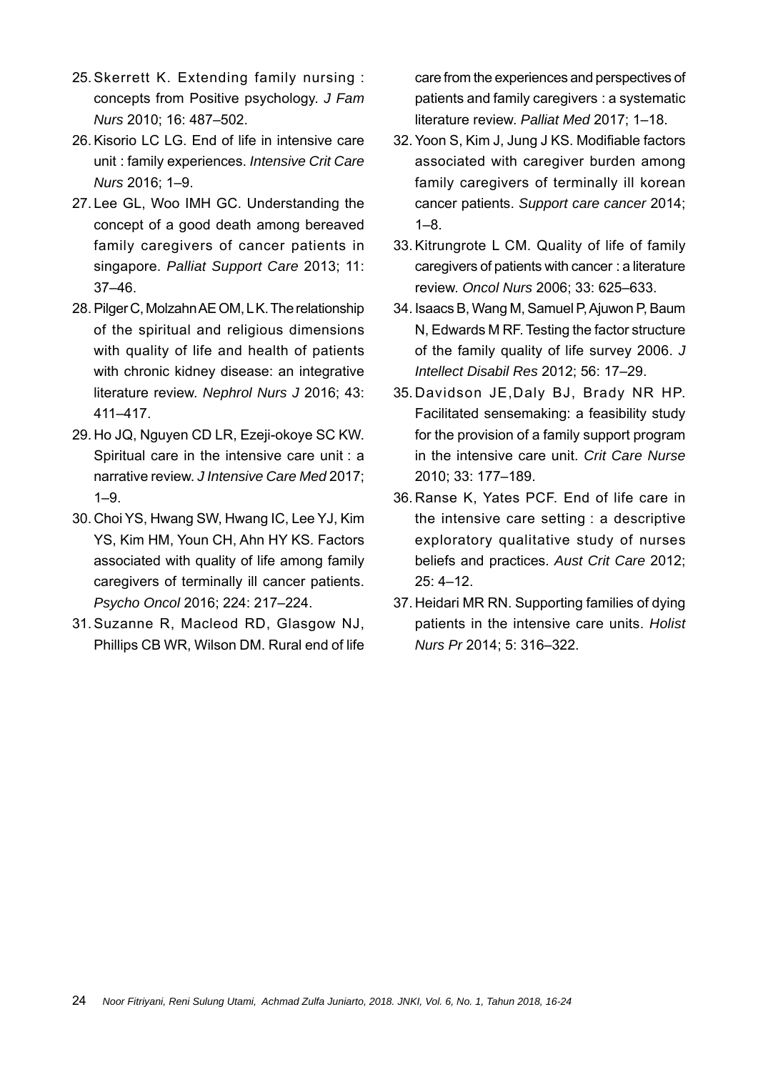25. Skerrett K. Extending family nursing : concepts from Positive psychology. *J Fam Nurs* 2010; 16: 487–502.
26. Kisorio LC LG. End of life in intensive care unit : family experiences. *Intensive Crit Care Nurs* 2016; 1–9.
27. Lee GL, Woo IMH GC. Understanding the concept of a good death among bereaved family caregivers of cancer patients in singapore. *Palliat Support Care* 2013; 11: 37–46.
28. Pilger C, Molzahn AE OM, L K. The relationship of the spiritual and religious dimensions with quality of life and health of patients with chronic kidney disease: an integrative literature review. *Nephrol Nurs J* 2016; 43: 411–417.
29. Ho JQ, Nguyen CD LR, Ezeji-okoye SC KW. Spiritual care in the intensive care unit : a narrative review. *J Intensive Care Med* 2017; 1–9.
30. Choi YS, Hwang SW, Hwang IC, Lee YJ, Kim YS, Kim HM, Youn CH, Ahn HY KS. Factors associated with quality of life among family caregivers of terminally ill cancer patients. *Psycho Oncol* 2016; 224: 217–224.
31. Suzanne R, Macleod RD, Glasgow NJ, Phillips CB WR, Wilson DM. Rural end of life care from the experiences and perspectives of patients and family caregivers : a systematic literature review. *Palliat Med* 2017; 1–18.
32. Yoon S, Kim J, Jung J KS. Modifiable factors associated with caregiver burden among family caregivers of terminally ill korean cancer patients. *Support care cancer* 2014; 1–8.
33. Kitrungrote L CM. Quality of life of family caregivers of patients with cancer : a literature review. *Oncol Nurs* 2006; 33: 625–633.
34. Isaacs B, Wang M, Samuel P, Ajuwon P, Baum N, Edwards M RF. Testing the factor structure of the family quality of life survey 2006. *J Intellect Disabil Res* 2012; 56: 17–29.
35. Davidson JE,Daly BJ, Brady NR HP. Facilitated sensemaking: a feasibility study for the provision of a family support program in the intensive care unit. *Crit Care Nurse* 2010; 33: 177–189.
36. Ranse K, Yates PCF. End of life care in the intensive care setting : a descriptive exploratory qualitative study of nurses beliefs and practices. *Aust Crit Care* 2012; 25: 4–12.
37. Heidari MR RN. Supporting families of dying patients in the intensive care units. *Holist Nurs Pr* 2014; 5: 316–322.